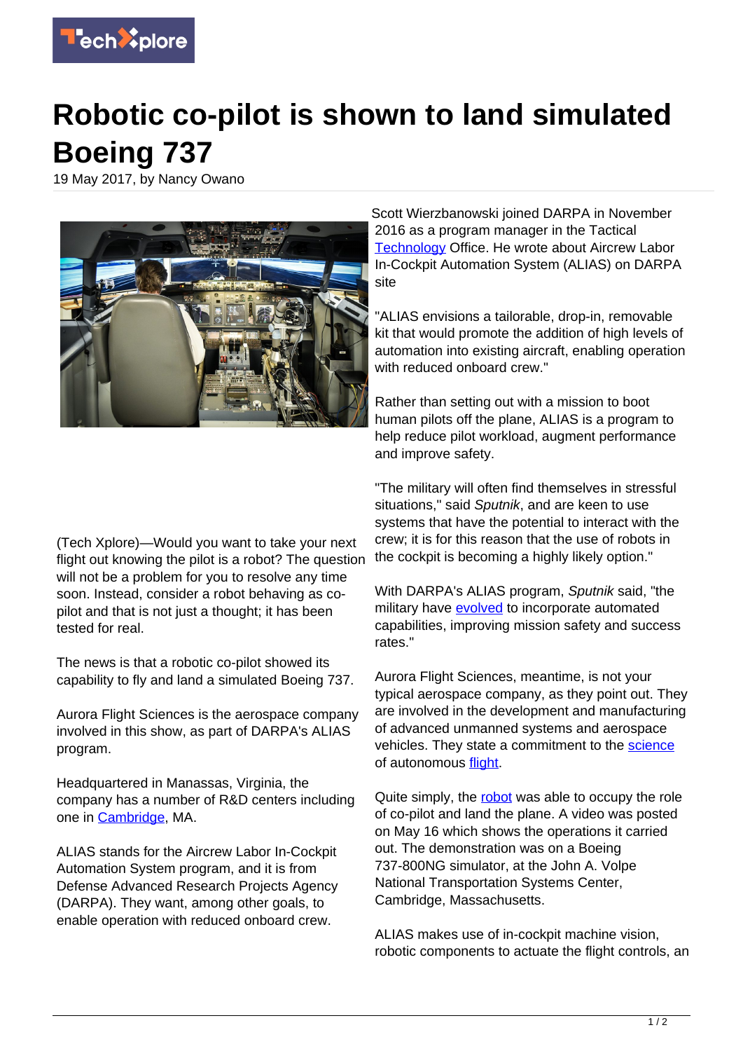# Robotic co-pilot is shown to land simulated Boeing 737

19 May 2017, by Nancy Owano

(Tech Xplore)—Would you want to take your next flight out knowing the pilot is a robot? The question will not be a problem for you to resolve any time soon. Instead, consider a robot behaving as co-pilot and that is not just a thought; it has been tested for real.

The news is that a robotic co-pilot showed its capability to fly and land a simulated Boeing 737.

Aurora Flight Sciences is the aerospace company involved in this show, as part of DARPA's ALIAS program.

Headquartered in Manassas, Virginia, the company has a number of R&D centers including one in Cambridge, MA.

ALIAS stands for the Aircrew Labor In-Cockpit Automation System program, and it is from Defense Advanced Research Projects Agency (DARPA). They want, among other goals, to enable operation with reduced onboard crew.

Scott Wierzbanowski joined DARPA in November 2016 as a program manager in the Tactical Technology Office. He wrote about Aircrew Labor In-Cockpit Automation System (ALIAS) on DARPA site

"ALIAS envisions a tailorable, drop-in, removable kit that would promote the addition of high levels of automation into existing aircraft, enabling operation with reduced onboard crew."

Rather than setting out with a mission to boot human pilots off the plane, ALIAS is a program to help reduce pilot workload, augment performance and improve safety.

"The military will often find themselves in stressful situations," said *Sputnik*, and are keen to use systems that have the potential to interact with the crew; it is for this reason that the use of robots in the cockpit is becoming a highly likely option."

With DARPA's ALIAS program, *Sputnik* said, "the military have evolved to incorporate automated capabilities, improving mission safety and success rates."

Aurora Flight Sciences, meantime, is not your typical aerospace company, as they point out. They are involved in the development and manufacturing of advanced unmanned systems and aerospace vehicles. They state a commitment to the science of autonomous flight.

Quite simply, the robot was able to occupy the role of co-pilot and land the plane. A video was posted on May 16 which shows the operations it carried out. The demonstration was on a Boeing 737-800NG simulator, at the John A. Volpe National Transportation Systems Center, Cambridge, Massachusetts.

ALIAS makes use of in-cockpit machine vision, robotic components to actuate the flight controls, an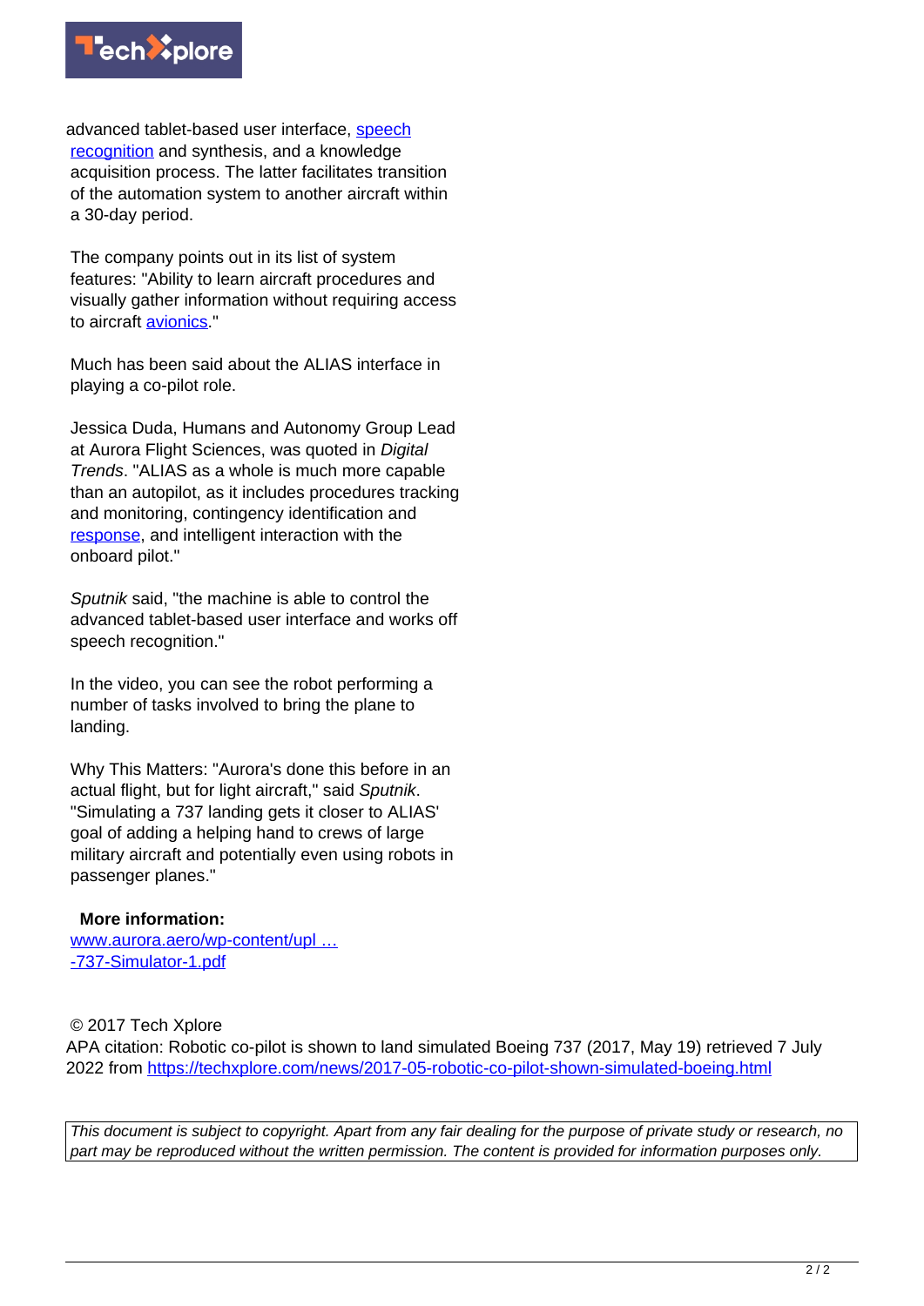advanced tablet-based user interface, speech recognition and synthesis, and a knowledge acquisition process. The latter facilitates transition of the automation system to another aircraft within a 30-day period.

The company points out in its list of system features: "Ability to learn aircraft procedures and visually gather information without requiring access to aircraft avionics."

Much has been said about the ALIAS interface in playing a co-pilot role.

Jessica Duda, Humans and Autonomy Group Lead at Aurora Flight Sciences, was quoted in *Digital Trends*. "ALIAS as a whole is much more capable than an autopilot, as it includes procedures tracking and monitoring, contingency identification and response, and intelligent interaction with the onboard pilot."

*Sputnik* said, "the machine is able to control the advanced tablet-based user interface and works off speech recognition."

In the video, you can see the robot performing a number of tasks involved to bring the plane to landing.

Why This Matters: "Aurora's done this before in an actual flight, but for light aircraft," said *Sputnik*. "Simulating a 737 landing gets it closer to ALIAS' goal of adding a helping hand to crews of large military aircraft and potentially even using robots in passenger planes."

**More information:**
www.aurora.aero/wp-content/upl … -737-Simulator-1.pdf

© 2017 Tech Xplore

APA citation: Robotic co-pilot is shown to land simulated Boeing 737 (2017, May 19) retrieved 7 July 2022 from https://techxplore.com/news/2017-05-robotic-co-pilot-shown-simulated-boeing.html

*This document is subject to copyright. Apart from any fair dealing for the purpose of private study or research, no part may be reproduced without the written permission. The content is provided for information purposes only.*